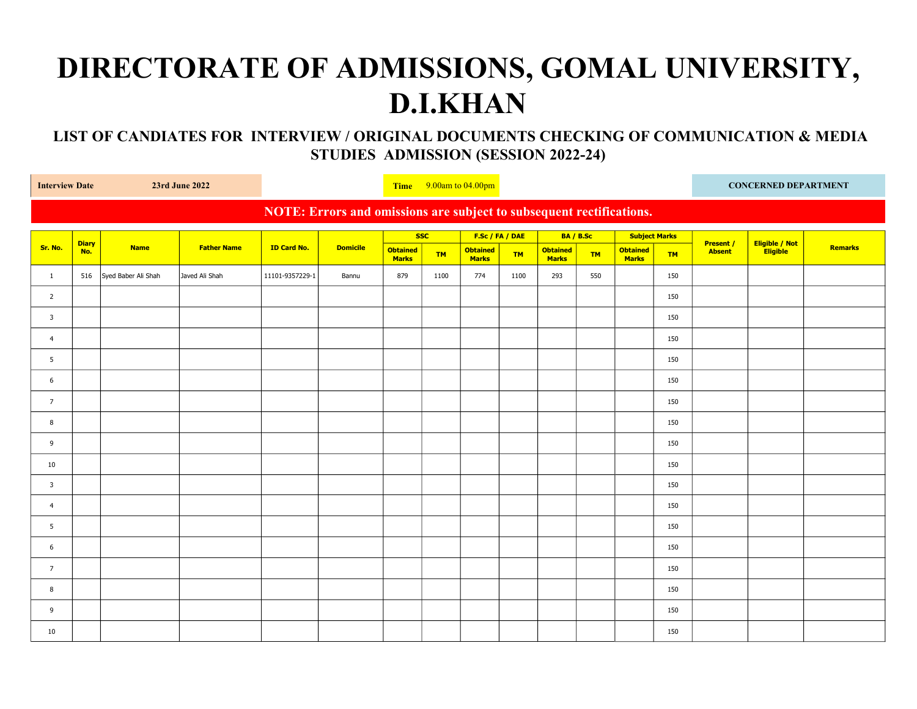# DIRECTORATE OF ADMISSIONS, GOMAL UNIVERSITY, D.I.KHAN

## LIST OF CANDIATES FOR INTERVIEW / ORIGINAL DOCUMENTS CHECKING OF COMMUNICATION & MEDIA STUDIES ADMISSION (SESSION 2022-24)

**Interview Date** **23rd June 2022** | **Time** 9.00am to 04.00pm | **CONCERNED DEPARTMENT**

**NOTE: Errors and omissions are subject to subsequent rectifications.**

| Sr. No. | Diary No. | Name | Father Name | ID Card No. | Domicile | SSC | | F.Sc / FA / DAE | | BA / B.Sc | | Subject Marks | | Present / Absent | Eligible / Not Eligible | Remarks |
|---|---|---|---|---|---|---|---|---|---|---|---|---|---|---|---|---|
| | | | | | | Obtained Marks | TM | Obtained Marks | TM | Obtained Marks | TM | Obtained Marks | TM | | | |
| 1 | 516 | Syed Baber Ali Shah | Javed Ali Shah | 11101-9357229-1 | Bannu | 879 | 1100 | 774 | 1100 | 293 | 550 | | 150 | | | |
| 2 | | | | | | | | | | | | | 150 | | | |
| 3 | | | | | | | | | | | | | 150 | | | |
| 4 | | | | | | | | | | | | | 150 | | | |
| 5 | | | | | | | | | | | | | 150 | | | |
| 6 | | | | | | | | | | | | | 150 | | | |
| 7 | | | | | | | | | | | | | 150 | | | |
| 8 | | | | | | | | | | | | | 150 | | | |
| 9 | | | | | | | | | | | | | 150 | | | |
| 10 | | | | | | | | | | | | | 150 | | | |
| 3 | | | | | | | | | | | | | 150 | | | |
| 4 | | | | | | | | | | | | | 150 | | | |
| 5 | | | | | | | | | | | | | 150 | | | |
| 6 | | | | | | | | | | | | | 150 | | | |
| 7 | | | | | | | | | | | | | 150 | | | |
| 8 | | | | | | | | | | | | | 150 | | | |
| 9 | | | | | | | | | | | | | 150 | | | |
| 10 | | | | | | | | | | | | | 150 | | | |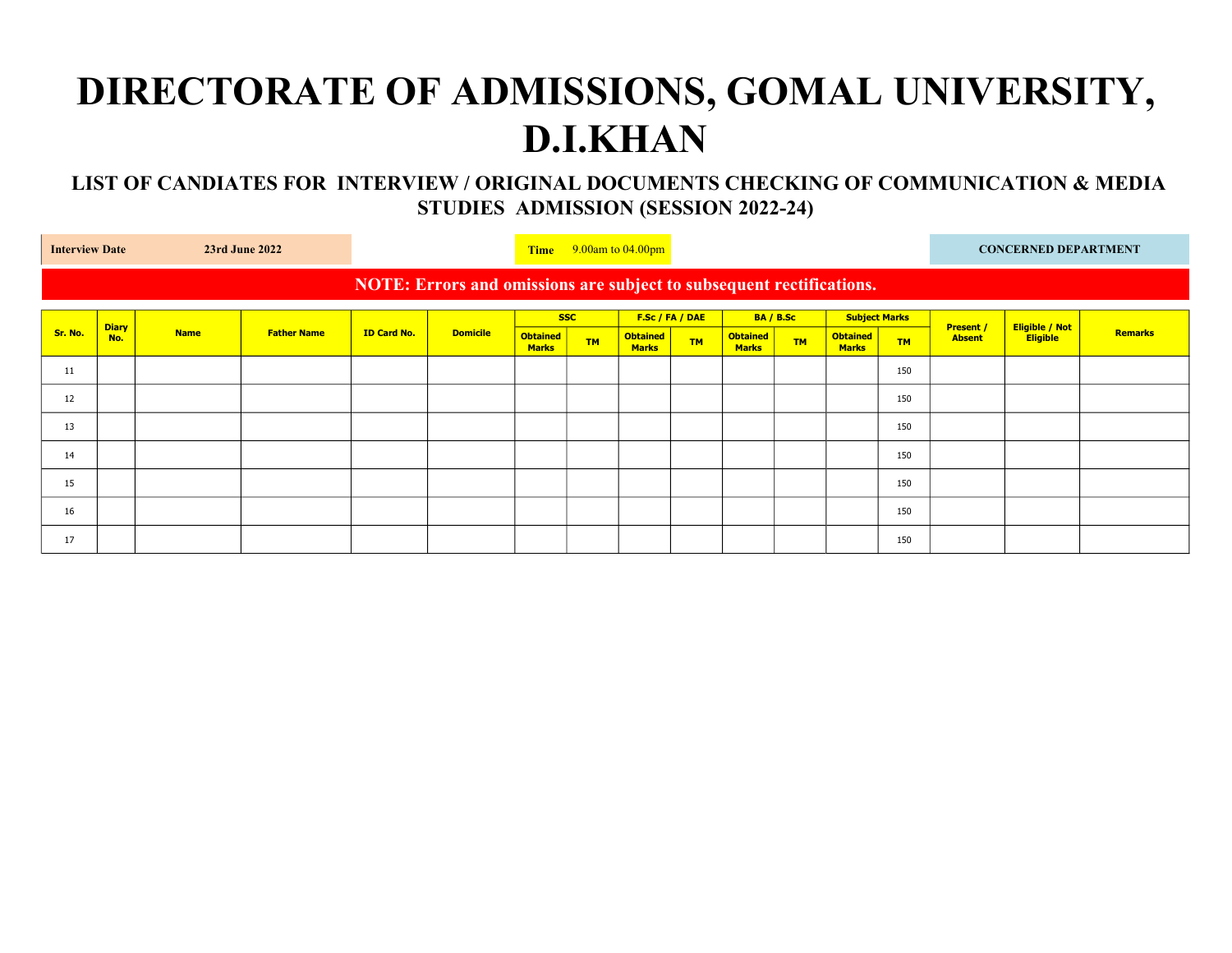# DIRECTORATE OF ADMISSIONS, GOMAL UNIVERSITY, D.I.KHAN

## LIST OF CANDIATES FOR INTERVIEW / ORIGINAL DOCUMENTS CHECKING OF COMMUNICATION & MEDIA STUDIES ADMISSION (SESSION 2022-24)

**Interview Date** **23rd June 2022** **Time** 9.00am to 04.00pm **CONCERNED DEPARTMENT**

**NOTE: Errors and omissions are subject to subsequent rectifications.**

| Sr. No. | Diary No. | Name | Father Name | ID Card No. | Domicile | SSC | | F.Sc / FA / DAE | | BA / B.Sc | | Subject Marks | | Present / Absent | Eligible / Not Eligible | Remarks |
|---|---|---|---|---|---|---|---|---|---|---|---|---|---|---|---|---|
| | | | | | | Obtained Marks | TM | Obtained Marks | TM | Obtained Marks | TM | Obtained Marks | TM | | | |
| 11 | | | | | | | | | | | | | 150 | | | |
| 12 | | | | | | | | | | | | | 150 | | | |
| 13 | | | | | | | | | | | | | 150 | | | |
| 14 | | | | | | | | | | | | | 150 | | | |
| 15 | | | | | | | | | | | | | 150 | | | |
| 16 | | | | | | | | | | | | | 150 | | | |
| 17 | | | | | | | | | | | | | 150 | | | |